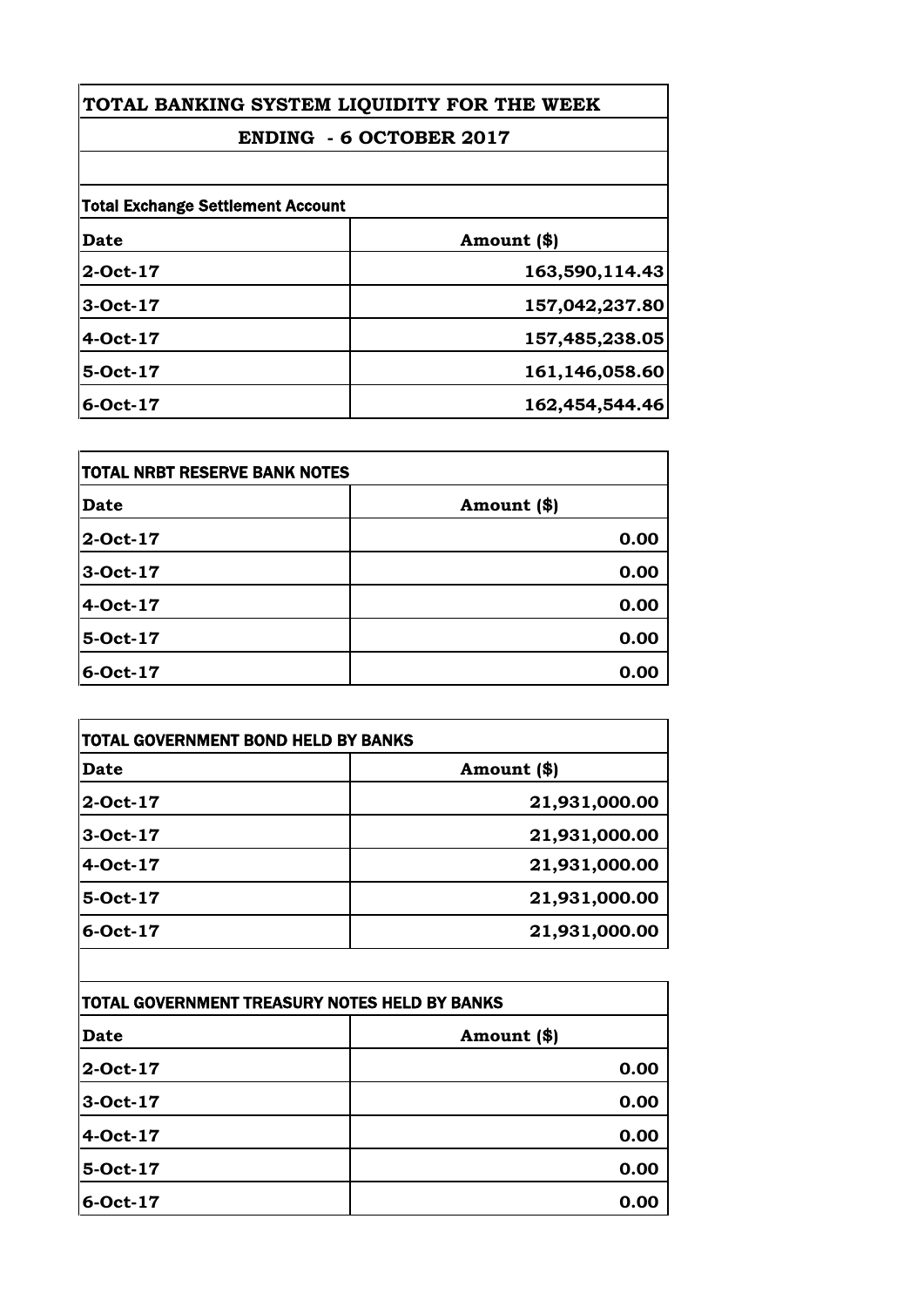# TOTAL BANKING SYSTEM LIQUIDITY FOR THE WEEK

## ENDING - 6 OCTOBER 2017

**Total Exchange Settlement Account**

| Date | Amount ($) |
|---|---|
| 2-Oct-17 | 163,590,114.43 |
| 3-Oct-17 | 157,042,237.80 |
| 4-Oct-17 | 157,485,238.05 |
| 5-Oct-17 | 161,146,058.60 |
| 6-Oct-17 | 162,454,544.46 |

**TOTAL NRBT RESERVE BANK NOTES**

| Date | Amount ($) |
|---|---|
| 2-Oct-17 | 0.00 |
| 3-Oct-17 | 0.00 |
| 4-Oct-17 | 0.00 |
| 5-Oct-17 | 0.00 |
| 6-Oct-17 | 0.00 |

**TOTAL GOVERNMENT BOND HELD BY BANKS**

| Date | Amount ($) |
|---|---|
| 2-Oct-17 | 21,931,000.00 |
| 3-Oct-17 | 21,931,000.00 |
| 4-Oct-17 | 21,931,000.00 |
| 5-Oct-17 | 21,931,000.00 |
| 6-Oct-17 | 21,931,000.00 |

**TOTAL GOVERNMENT TREASURY NOTES HELD BY BANKS**

| Date | Amount ($) |
|---|---|
| 2-Oct-17 | 0.00 |
| 3-Oct-17 | 0.00 |
| 4-Oct-17 | 0.00 |
| 5-Oct-17 | 0.00 |
| 6-Oct-17 | 0.00 |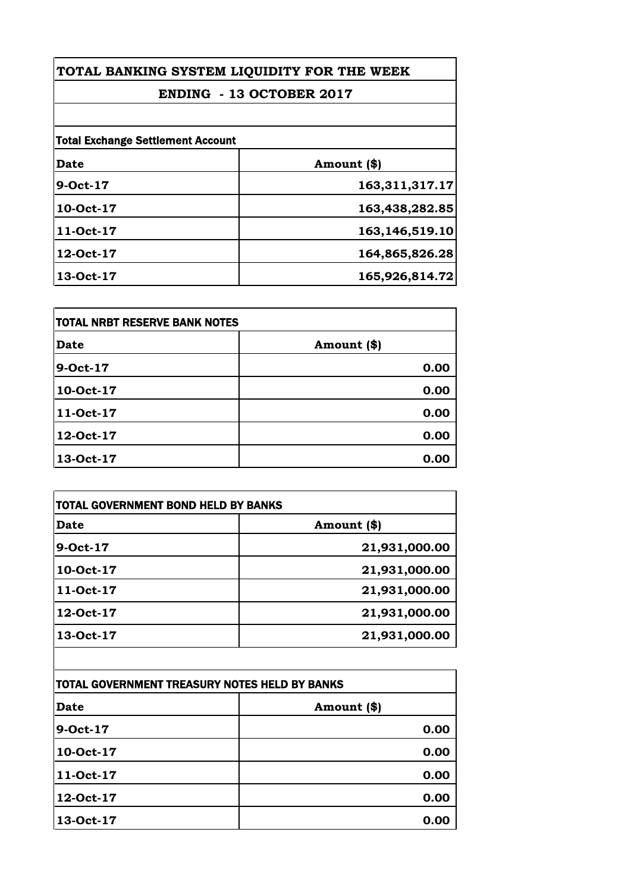# TOTAL BANKING SYSTEM LIQUIDITY FOR THE WEEK

## ENDING - 13 OCTOBER 2017

**Total Exchange Settlement Account**

| Date | Amount ($) |
|---|---|
| 9-Oct-17 | 163,311,317.17 |
| 10-Oct-17 | 163,438,282.85 |
| 11-Oct-17 | 163,146,519.10 |
| 12-Oct-17 | 164,865,826.28 |
| 13-Oct-17 | 165,926,814.72 |

**TOTAL NRBT RESERVE BANK NOTES**

| Date | Amount ($) |
|---|---|
| 9-Oct-17 | 0.00 |
| 10-Oct-17 | 0.00 |
| 11-Oct-17 | 0.00 |
| 12-Oct-17 | 0.00 |
| 13-Oct-17 | 0.00 |

**TOTAL GOVERNMENT BOND HELD BY BANKS**

| Date | Amount ($) |
|---|---|
| 9-Oct-17 | 21,931,000.00 |
| 10-Oct-17 | 21,931,000.00 |
| 11-Oct-17 | 21,931,000.00 |
| 12-Oct-17 | 21,931,000.00 |
| 13-Oct-17 | 21,931,000.00 |

**TOTAL GOVERNMENT TREASURY NOTES HELD BY BANKS**

| Date | Amount ($) |
|---|---|
| 9-Oct-17 | 0.00 |
| 10-Oct-17 | 0.00 |
| 11-Oct-17 | 0.00 |
| 12-Oct-17 | 0.00 |
| 13-Oct-17 | 0.00 |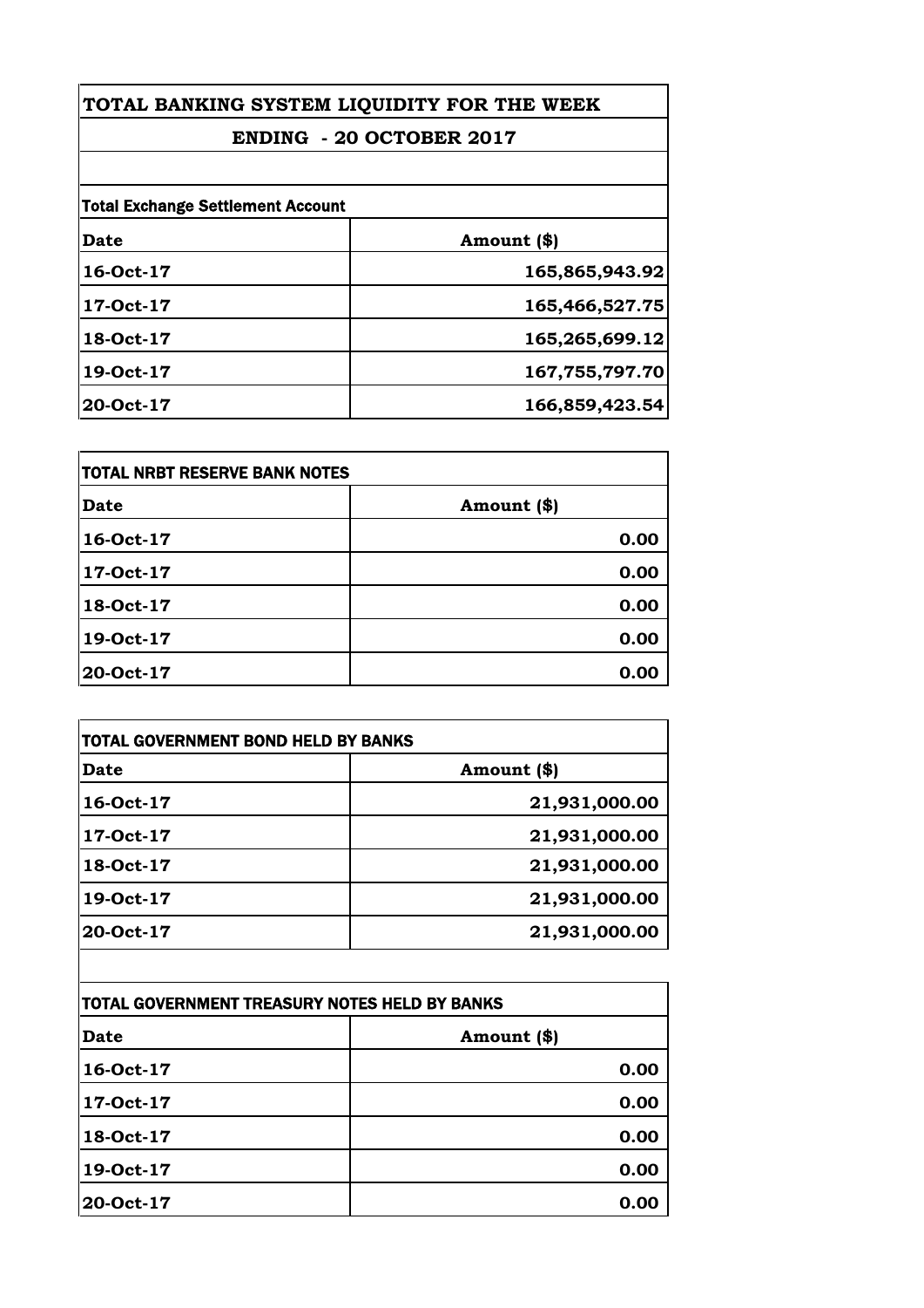# TOTAL BANKING SYSTEM LIQUIDITY FOR THE WEEK

## ENDING - 20 OCTOBER 2017

**Total Exchange Settlement Account**

| Date | Amount ($) |
|---|---|
| 16-Oct-17 | 165,865,943.92 |
| 17-Oct-17 | 165,466,527.75 |
| 18-Oct-17 | 165,265,699.12 |
| 19-Oct-17 | 167,755,797.70 |
| 20-Oct-17 | 166,859,423.54 |

**TOTAL NRBT RESERVE BANK NOTES**

| Date | Amount ($) |
|---|---|
| 16-Oct-17 | 0.00 |
| 17-Oct-17 | 0.00 |
| 18-Oct-17 | 0.00 |
| 19-Oct-17 | 0.00 |
| 20-Oct-17 | 0.00 |

**TOTAL GOVERNMENT BOND HELD BY BANKS**

| Date | Amount ($) |
|---|---|
| 16-Oct-17 | 21,931,000.00 |
| 17-Oct-17 | 21,931,000.00 |
| 18-Oct-17 | 21,931,000.00 |
| 19-Oct-17 | 21,931,000.00 |
| 20-Oct-17 | 21,931,000.00 |

**TOTAL GOVERNMENT TREASURY NOTES HELD BY BANKS**

| Date | Amount ($) |
|---|---|
| 16-Oct-17 | 0.00 |
| 17-Oct-17 | 0.00 |
| 18-Oct-17 | 0.00 |
| 19-Oct-17 | 0.00 |
| 20-Oct-17 | 0.00 |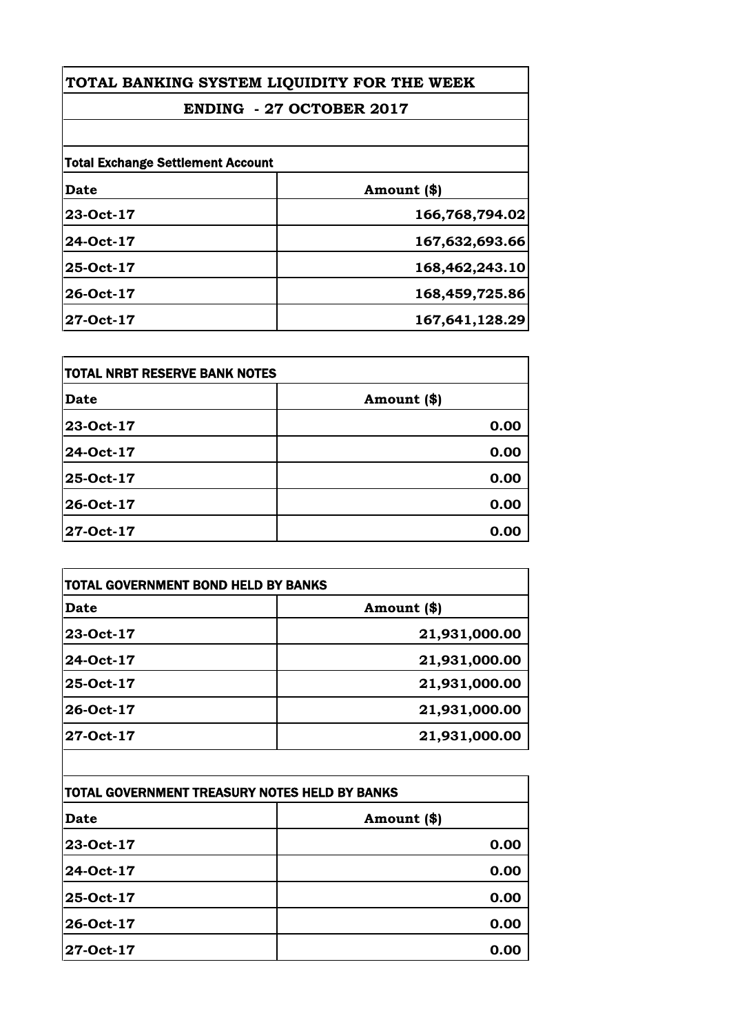# TOTAL BANKING SYSTEM LIQUIDITY FOR THE WEEK

## ENDING - 27 OCTOBER 2017

**Total Exchange Settlement Account**

| Date | Amount ($) |
|---|---|
| 23-Oct-17 | 166,768,794.02 |
| 24-Oct-17 | 167,632,693.66 |
| 25-Oct-17 | 168,462,243.10 |
| 26-Oct-17 | 168,459,725.86 |
| 27-Oct-17 | 167,641,128.29 |

**TOTAL NRBT RESERVE BANK NOTES**

| Date | Amount ($) |
|---|---|
| 23-Oct-17 | 0.00 |
| 24-Oct-17 | 0.00 |
| 25-Oct-17 | 0.00 |
| 26-Oct-17 | 0.00 |
| 27-Oct-17 | 0.00 |

**TOTAL GOVERNMENT BOND HELD BY BANKS**

| Date | Amount ($) |
|---|---|
| 23-Oct-17 | 21,931,000.00 |
| 24-Oct-17 | 21,931,000.00 |
| 25-Oct-17 | 21,931,000.00 |
| 26-Oct-17 | 21,931,000.00 |
| 27-Oct-17 | 21,931,000.00 |

**TOTAL GOVERNMENT TREASURY NOTES HELD BY BANKS**

| Date | Amount ($) |
|---|---|
| 23-Oct-17 | 0.00 |
| 24-Oct-17 | 0.00 |
| 25-Oct-17 | 0.00 |
| 26-Oct-17 | 0.00 |
| 27-Oct-17 | 0.00 |